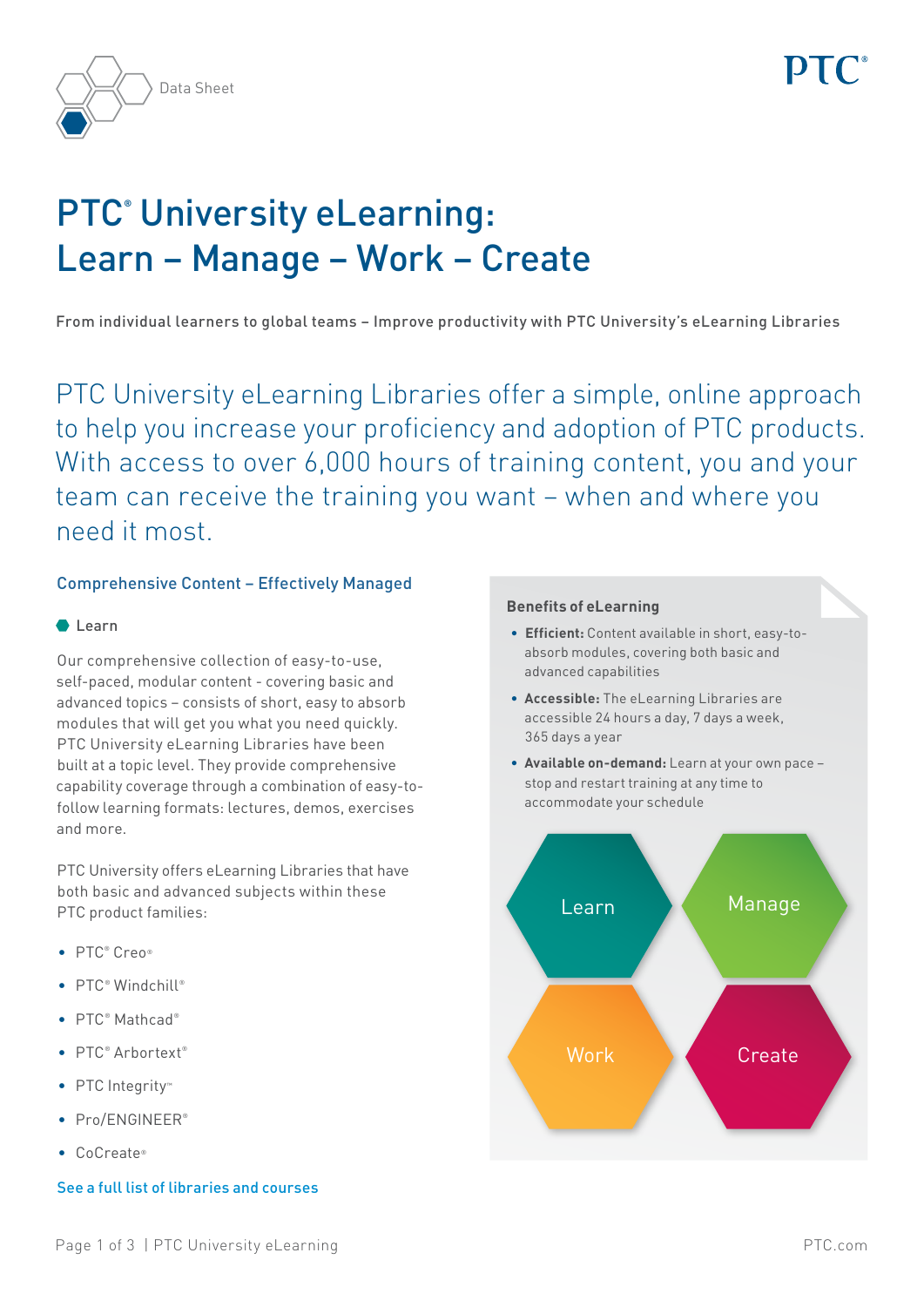Data Sheet

# PTC® University eLearning: Learn – Manage – Work – Create

From individual learners to global teams – Improve productivity with PTC University's eLearning Libraries

PTC University eLearning Libraries offer a simple, online approach to help you increase your proficiency and adoption of PTC products. With access to over 6,000 hours of training content, you and your team can receive the training you want – when and where you need it most.

## Comprehensive Content – Effectively Managed

### Learn

Our comprehensive collection of easy-to-use, self-paced, modular content - covering basic and advanced topics – consists of short, easy to absorb modules that will get you what you need quickly. PTC University eLearning Libraries have been built at a topic level. They provide comprehensive capability coverage through a combination of easy-to-follow learning formats: lectures, demos, exercises and more.

PTC University offers eLearning Libraries that have both basic and advanced subjects within these PTC product families:

- PTC® Creo®
- PTC® Windchill®
- PTC® Mathcad®
- PTC® Arbortext®
- PTC Integrity™
- Pro/ENGINEER®
- CoCreate®

See a full list of libraries and courses

### Benefits of eLearning

- **Efficient:** Content available in short, easy-to-absorb modules, covering both basic and advanced capabilities
- **Accessible:** The eLearning Libraries are accessible 24 hours a day, 7 days a week, 365 days a year
- **Available on-demand:** Learn at your own pace – stop and restart training at any time to accommodate your schedule

Learn | Manage | Work | Create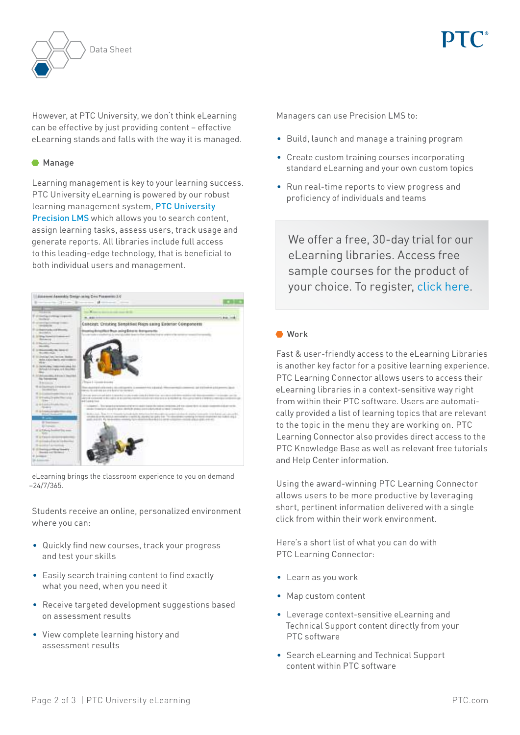However, at PTC University, we don't think eLearning can be effective by just providing content – effective eLearning stands and falls with the way it is managed.

## Manage

Learning management is key to your learning success. PTC University eLearning is powered by our robust learning management system, PTC University Precision LMS which allows you to search content, assign learning tasks, assess users, track usage and generate reports. All libraries include full access to this leading-edge technology, that is beneficial to both individual users and management.

eLearning brings the classroom experience to you on demand –24/7/365.

Students receive an online, personalized environment where you can:

- Quickly find new courses, track your progress and test your skills
- Easily search training content to find exactly what you need, when you need it
- Receive targeted development suggestions based on assessment results
- View complete learning history and assessment results

Managers can use Precision LMS to:

- Build, launch and manage a training program
- Create custom training courses incorporating standard eLearning and your own custom topics
- Run real-time reports to view progress and proficiency of individuals and teams

We offer a free, 30-day trial for our eLearning libraries. Access free sample courses for the product of your choice. To register, click here.

## Work

Fast & user-friendly access to the eLearning Libraries is another key factor for a positive learning experience. PTC Learning Connector allows users to access their eLearning libraries in a context-sensitive way right from within their PTC software. Users are automatically provided a list of learning topics that are relevant to the topic in the menu they are working on. PTC Learning Connector also provides direct access to the PTC Knowledge Base as well as relevant free tutorials and Help Center information.

Using the award-winning PTC Learning Connector allows users to be more productive by leveraging short, pertinent information delivered with a single click from within their work environment.

Here's a short list of what you can do with PTC Learning Connector:

- Learn as you work
- Map custom content
- Leverage context-sensitive eLearning and Technical Support content directly from your PTC software
- Search eLearning and Technical Support content within PTC software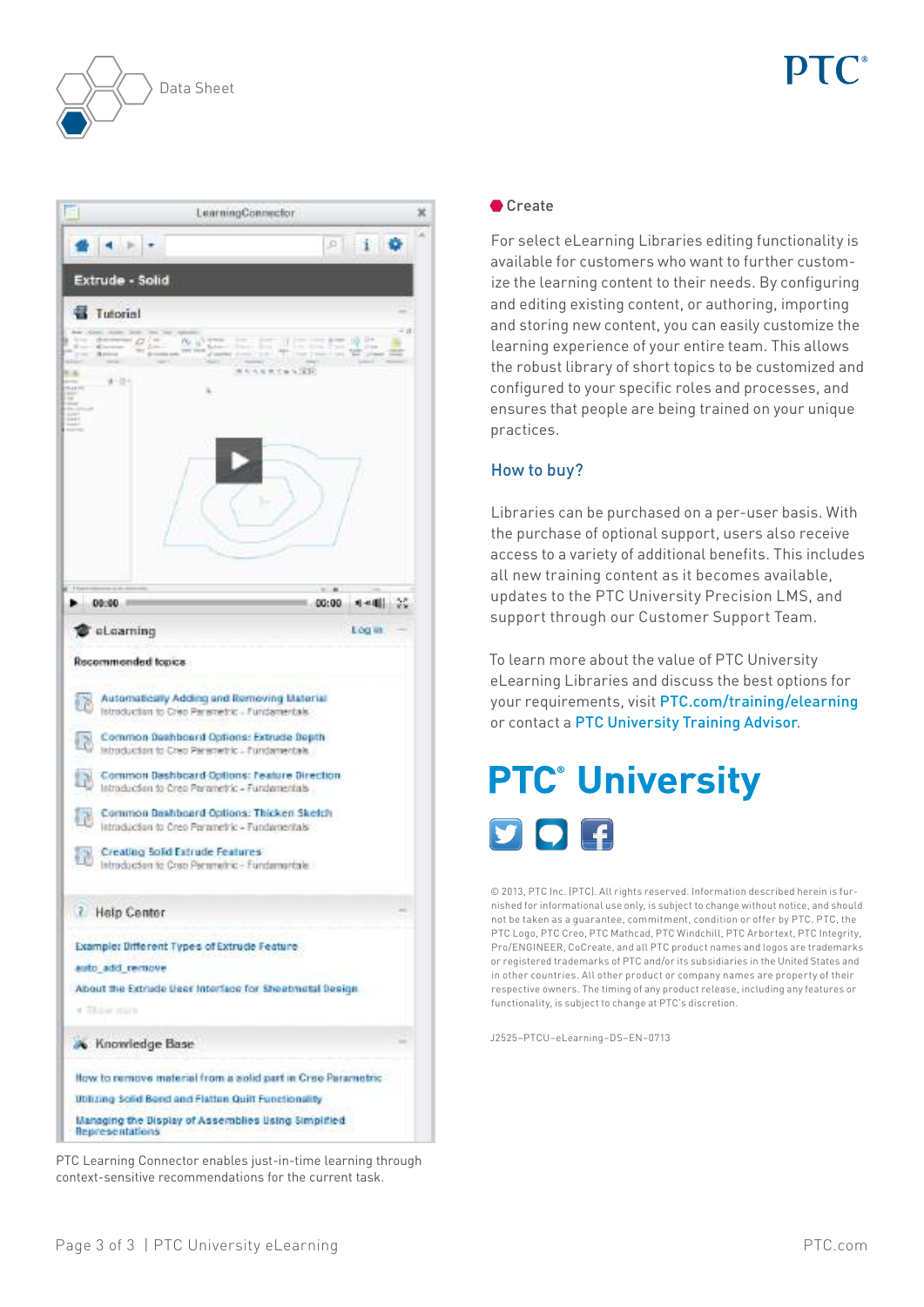## Create

For select eLearning Libraries editing functionality is available for customers who want to further customize the learning content to their needs. By configuring and editing existing content, or authoring, importing and storing new content, you can easily customize the learning experience of your entire team. This allows the robust library of short topics to be customized and configured to your specific roles and processes, and ensures that people are being trained on your unique practices.

## How to buy?

Libraries can be purchased on a per-user basis. With the purchase of optional support, users also receive access to a variety of additional benefits. This includes all new training content as it becomes available, updates to the PTC University Precision LMS, and support through our Customer Support Team.

To learn more about the value of PTC University eLearning Libraries and discuss the best options for your requirements, visit PTC.com/training/elearning or contact a PTC University Training Advisor.

PTC Learning Connector enables just-in-time learning through context-sensitive recommendations for the current task.

# PTC® University

© 2013, PTC Inc. (PTC). All rights reserved. Information described herein is furnished for informational use only, is subject to change without notice, and should not be taken as a guarantee, commitment, condition or offer by PTC. PTC, the PTC Logo, PTC Creo, PTC Mathcad, PTC Windchill, PTC Arbortext, PTC Integrity, Pro/ENGINEER, CoCreate, and all PTC product names and logos are trademarks or registered trademarks of PTC and/or its subsidiaries in the United States and in other countries. All other product or company names are property of their respective owners. The timing of any product release, including any features or functionality, is subject to change at PTC's discretion.

J2525–PTCU–eLearning–DS–EN–0713